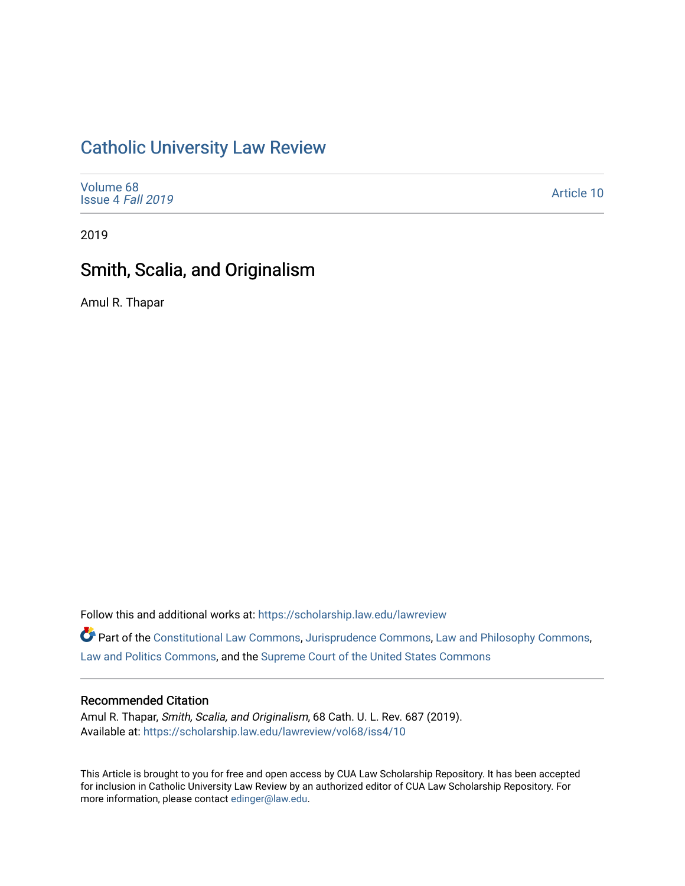# Catholic University Law Review

Volume 68
Issue 4 *Fall 2019*

Article 10

2019

## Smith, Scalia, and Originalism

Amul R. Thapar

Follow this and additional works at: https://scholarship.law.edu/lawreview

Part of the Constitutional Law Commons, Jurisprudence Commons, Law and Philosophy Commons, Law and Politics Commons, and the Supreme Court of the United States Commons

### Recommended Citation

Amul R. Thapar, *Smith, Scalia, and Originalism*, 68 Cath. U. L. Rev. 687 (2019).
Available at: https://scholarship.law.edu/lawreview/vol68/iss4/10

This Article is brought to you for free and open access by CUA Law Scholarship Repository. It has been accepted for inclusion in Catholic University Law Review by an authorized editor of CUA Law Scholarship Repository. For more information, please contact edinger@law.edu.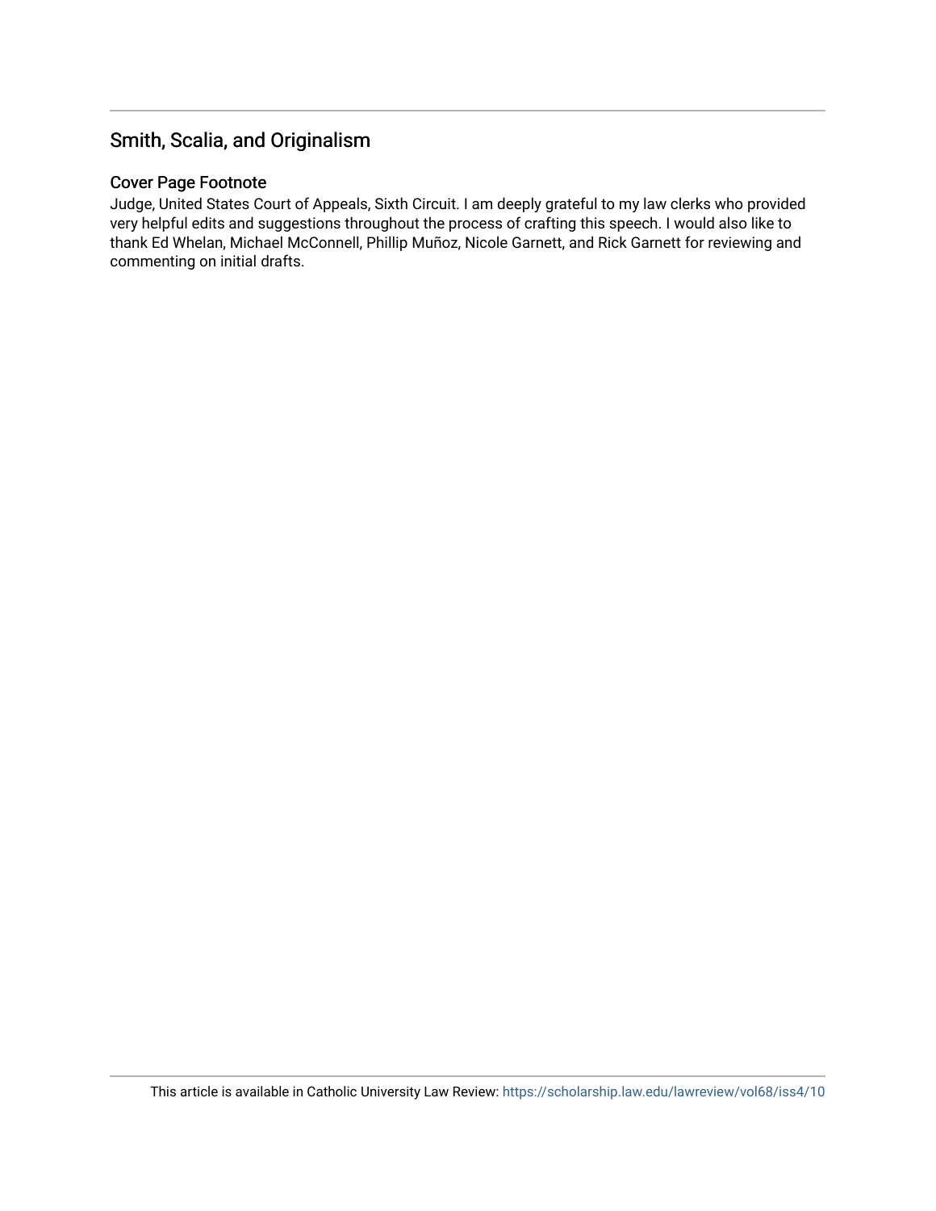## Smith, Scalia, and Originalism

### Cover Page Footnote

Judge, United States Court of Appeals, Sixth Circuit. I am deeply grateful to my law clerks who provided very helpful edits and suggestions throughout the process of crafting this speech. I would also like to thank Ed Whelan, Michael McConnell, Phillip Muñoz, Nicole Garnett, and Rick Garnett for reviewing and commenting on initial drafts.

This article is available in Catholic University Law Review: https://scholarship.law.edu/lawreview/vol68/iss4/10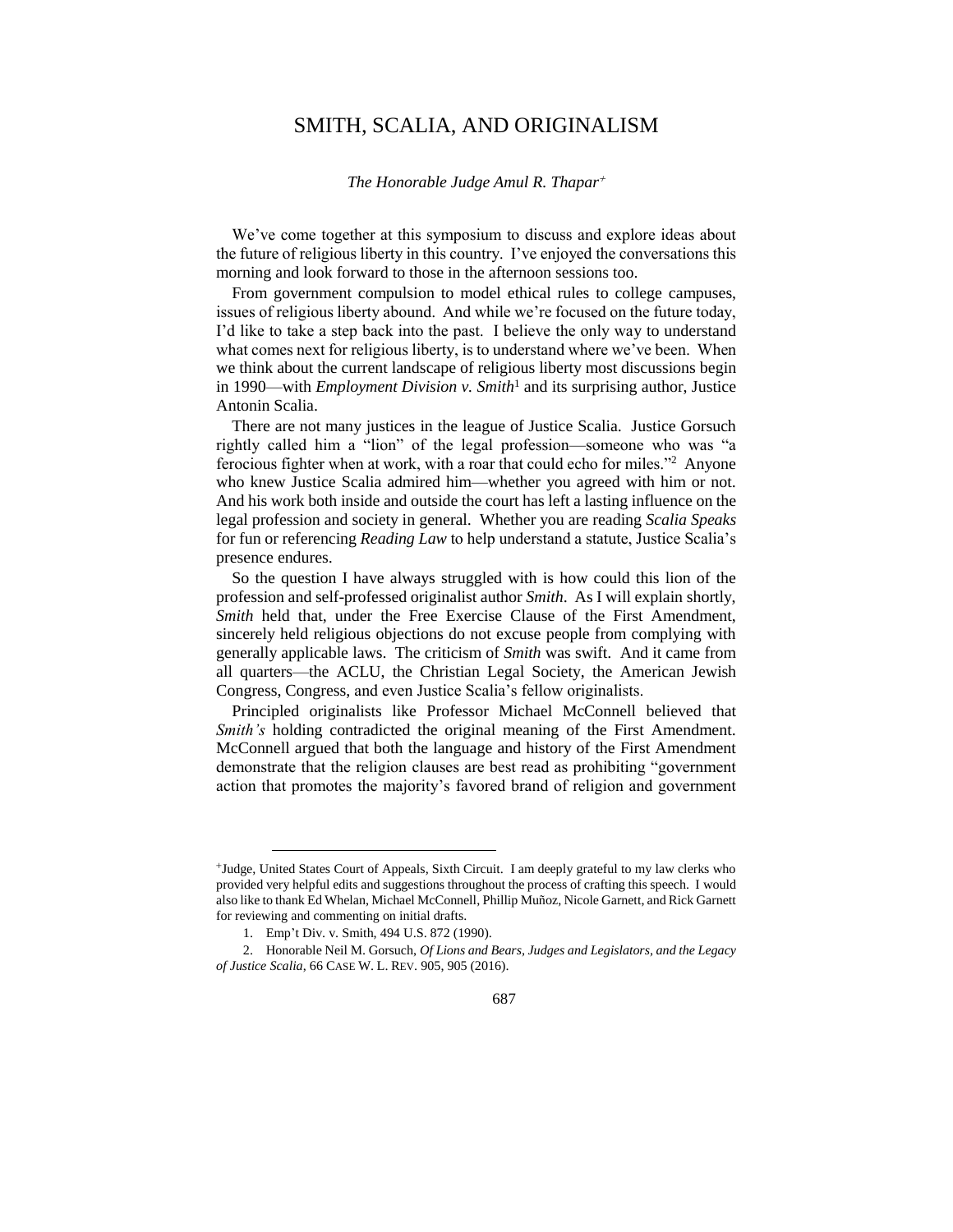# SMITH, SCALIA, AND ORIGINALISM

*The Honorable Judge Amul R. Thapar*[+]

We've come together at this symposium to discuss and explore ideas about the future of religious liberty in this country. I've enjoyed the conversations this morning and look forward to those in the afternoon sessions too.

From government compulsion to model ethical rules to college campuses, issues of religious liberty abound. And while we're focused on the future today, I'd like to take a step back into the past. I believe the only way to understand what comes next for religious liberty, is to understand where we've been. When we think about the current landscape of religious liberty most discussions begin in 1990—with *Employment Division v. Smith*[1] and its surprising author, Justice Antonin Scalia.

There are not many justices in the league of Justice Scalia. Justice Gorsuch rightly called him a "lion" of the legal profession—someone who was "a ferocious fighter when at work, with a roar that could echo for miles."[2] Anyone who knew Justice Scalia admired him—whether you agreed with him or not. And his work both inside and outside the court has left a lasting influence on the legal profession and society in general. Whether you are reading *Scalia Speaks* for fun or referencing *Reading Law* to help understand a statute, Justice Scalia's presence endures.

So the question I have always struggled with is how could this lion of the profession and self-professed originalist author *Smith*. As I will explain shortly, *Smith* held that, under the Free Exercise Clause of the First Amendment, sincerely held religious objections do not excuse people from complying with generally applicable laws. The criticism of *Smith* was swift. And it came from all quarters—the ACLU, the Christian Legal Society, the American Jewish Congress, Congress, and even Justice Scalia's fellow originalists.

Principled originalists like Professor Michael McConnell believed that *Smith's* holding contradicted the original meaning of the First Amendment. McConnell argued that both the language and history of the First Amendment demonstrate that the religion clauses are best read as prohibiting "government action that promotes the majority's favored brand of religion and government

---

[+] Judge, United States Court of Appeals, Sixth Circuit. I am deeply grateful to my law clerks who provided very helpful edits and suggestions throughout the process of crafting this speech. I would also like to thank Ed Whelan, Michael McConnell, Phillip Muñoz, Nicole Garnett, and Rick Garnett for reviewing and commenting on initial drafts.

1. Emp't Div. v. Smith, 494 U.S. 872 (1990).

2. Honorable Neil M. Gorsuch, *Of Lions and Bears, Judges and Legislators, and the Legacy of Justice Scalia*, 66 CASE W. L. REV. 905, 905 (2016).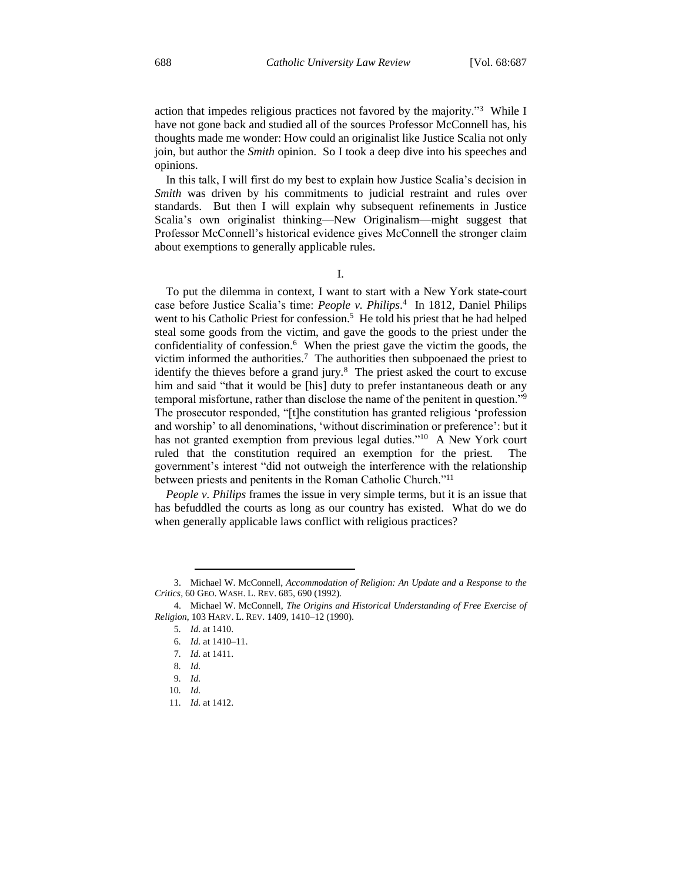action that impedes religious practices not favored by the majority."[3] While I have not gone back and studied all of the sources Professor McConnell has, his thoughts made me wonder: How could an originalist like Justice Scalia not only join, but author the *Smith* opinion. So I took a deep dive into his speeches and opinions.

In this talk, I will first do my best to explain how Justice Scalia's decision in *Smith* was driven by his commitments to judicial restraint and rules over standards. But then I will explain why subsequent refinements in Justice Scalia's own originalist thinking—New Originalism—might suggest that Professor McConnell's historical evidence gives McConnell the stronger claim about exemptions to generally applicable rules.

## I.

To put the dilemma in context, I want to start with a New York state-court case before Justice Scalia's time: *People v. Philips*.[4] In 1812, Daniel Philips went to his Catholic Priest for confession.[5] He told his priest that he had helped steal some goods from the victim, and gave the goods to the priest under the confidentiality of confession.[6] When the priest gave the victim the goods, the victim informed the authorities.[7] The authorities then subpoenaed the priest to identify the thieves before a grand jury.[8] The priest asked the court to excuse him and said "that it would be [his] duty to prefer instantaneous death or any temporal misfortune, rather than disclose the name of the penitent in question."[9] The prosecutor responded, "[t]he constitution has granted religious 'profession and worship' to all denominations, 'without discrimination or preference': but it has not granted exemption from previous legal duties."[10] A New York court ruled that the constitution required an exemption for the priest. The government's interest "did not outweigh the interference with the relationship between priests and penitents in the Roman Catholic Church."[11]

*People v. Philips* frames the issue in very simple terms, but it is an issue that has befuddled the courts as long as our country has existed. What do we do when generally applicable laws conflict with religious practices?

---

3. Michael W. McConnell, *Accommodation of Religion: An Update and a Response to the Critics*, 60 GEO. WASH. L. REV. 685, 690 (1992).

4. Michael W. McConnell, *The Origins and Historical Understanding of Free Exercise of Religion*, 103 HARV. L. REV. 1409, 1410–12 (1990).

5. *Id.* at 1410.

6. *Id.* at 1410–11.

7. *Id.* at 1411.

8. *Id.*

9. *Id.*

10. *Id.*

11. *Id.* at 1412.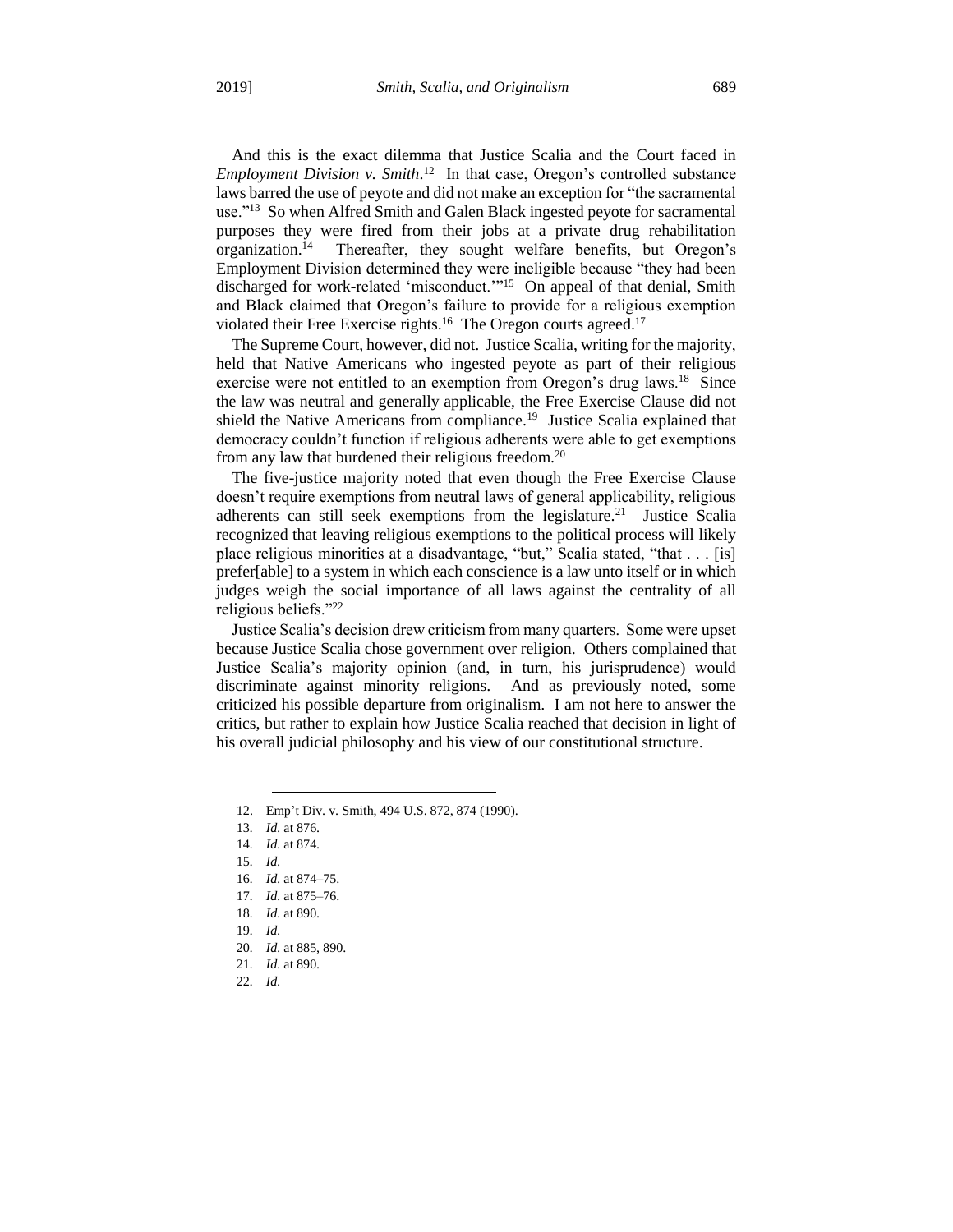And this is the exact dilemma that Justice Scalia and the Court faced in *Employment Division v. Smith*.[12] In that case, Oregon's controlled substance laws barred the use of peyote and did not make an exception for "the sacramental use."[13] So when Alfred Smith and Galen Black ingested peyote for sacramental purposes they were fired from their jobs at a private drug rehabilitation organization.[14] Thereafter, they sought welfare benefits, but Oregon's Employment Division determined they were ineligible because "they had been discharged for work-related 'misconduct.'"[15] On appeal of that denial, Smith and Black claimed that Oregon's failure to provide for a religious exemption violated their Free Exercise rights.[16] The Oregon courts agreed.[17]

The Supreme Court, however, did not. Justice Scalia, writing for the majority, held that Native Americans who ingested peyote as part of their religious exercise were not entitled to an exemption from Oregon's drug laws.[18] Since the law was neutral and generally applicable, the Free Exercise Clause did not shield the Native Americans from compliance.[19] Justice Scalia explained that democracy couldn't function if religious adherents were able to get exemptions from any law that burdened their religious freedom.[20]

The five-justice majority noted that even though the Free Exercise Clause doesn't require exemptions from neutral laws of general applicability, religious adherents can still seek exemptions from the legislature.[21] Justice Scalia recognized that leaving religious exemptions to the political process will likely place religious minorities at a disadvantage, "but," Scalia stated, "that . . . [is] prefer[able] to a system in which each conscience is a law unto itself or in which judges weigh the social importance of all laws against the centrality of all religious beliefs."[22]

Justice Scalia's decision drew criticism from many quarters. Some were upset because Justice Scalia chose government over religion. Others complained that Justice Scalia's majority opinion (and, in turn, his jurisprudence) would discriminate against minority religions. And as previously noted, some criticized his possible departure from originalism. I am not here to answer the critics, but rather to explain how Justice Scalia reached that decision in light of his overall judicial philosophy and his view of our constitutional structure.

---

12. Emp't Div. v. Smith, 494 U.S. 872, 874 (1990).
13. *Id.* at 876.
14. *Id.* at 874.
15. *Id.*
16. *Id.* at 874–75.
17. *Id.* at 875–76.
18. *Id.* at 890.
19. *Id.*
20. *Id.* at 885, 890.
21. *Id.* at 890.
22. *Id.*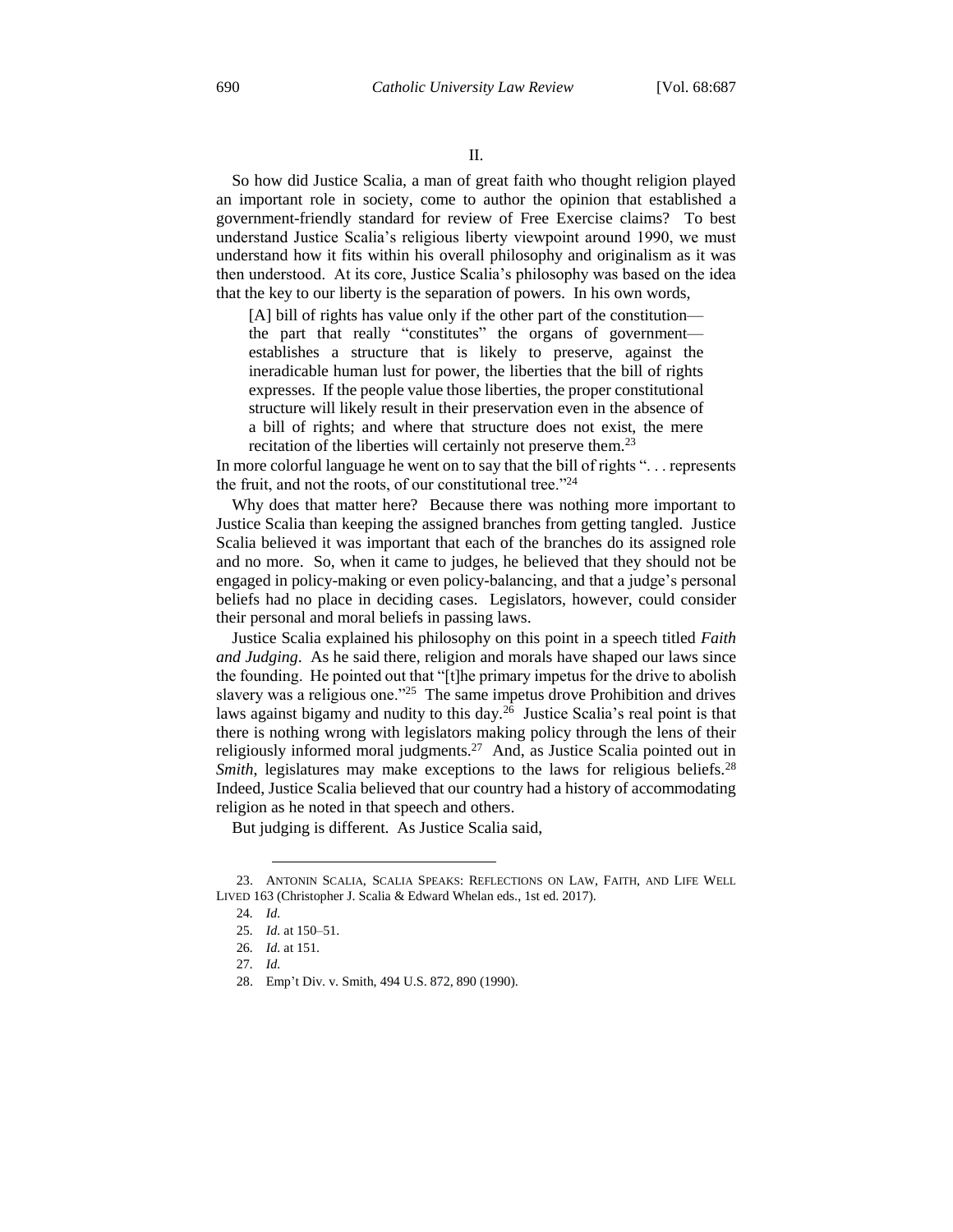## II.

So how did Justice Scalia, a man of great faith who thought religion played an important role in society, come to author the opinion that established a government-friendly standard for review of Free Exercise claims? To best understand Justice Scalia's religious liberty viewpoint around 1990, we must understand how it fits within his overall philosophy and originalism as it was then understood. At its core, Justice Scalia's philosophy was based on the idea that the key to our liberty is the separation of powers. In his own words,

> [A] bill of rights has value only if the other part of the constitution—the part that really "constitutes" the organs of government—establishes a structure that is likely to preserve, against the ineradicable human lust for power, the liberties that the bill of rights expresses. If the people value those liberties, the proper constitutional structure will likely result in their preservation even in the absence of a bill of rights; and where that structure does not exist, the mere recitation of the liberties will certainly not preserve them.[23]

In more colorful language he went on to say that the bill of rights ". . . represents the fruit, and not the roots, of our constitutional tree."[24]

Why does that matter here? Because there was nothing more important to Justice Scalia than keeping the assigned branches from getting tangled. Justice Scalia believed it was important that each of the branches do its assigned role and no more. So, when it came to judges, he believed that they should not be engaged in policy-making or even policy-balancing, and that a judge's personal beliefs had no place in deciding cases. Legislators, however, could consider their personal and moral beliefs in passing laws.

Justice Scalia explained his philosophy on this point in a speech titled *Faith and Judging*. As he said there, religion and morals have shaped our laws since the founding. He pointed out that "[t]he primary impetus for the drive to abolish slavery was a religious one."[25] The same impetus drove Prohibition and drives laws against bigamy and nudity to this day.[26] Justice Scalia's real point is that there is nothing wrong with legislators making policy through the lens of their religiously informed moral judgments.[27] And, as Justice Scalia pointed out in *Smith*, legislatures may make exceptions to the laws for religious beliefs.[28] Indeed, Justice Scalia believed that our country had a history of accommodating religion as he noted in that speech and others.

But judging is different. As Justice Scalia said,

---

23. ANTONIN SCALIA, SCALIA SPEAKS: REFLECTIONS ON LAW, FAITH, AND LIFE WELL LIVED 163 (Christopher J. Scalia & Edward Whelan eds., 1st ed. 2017).

24. *Id.*

25. *Id.* at 150–51.

26. *Id.* at 151.

27. *Id.*

28. Emp't Div. v. Smith, 494 U.S. 872, 890 (1990).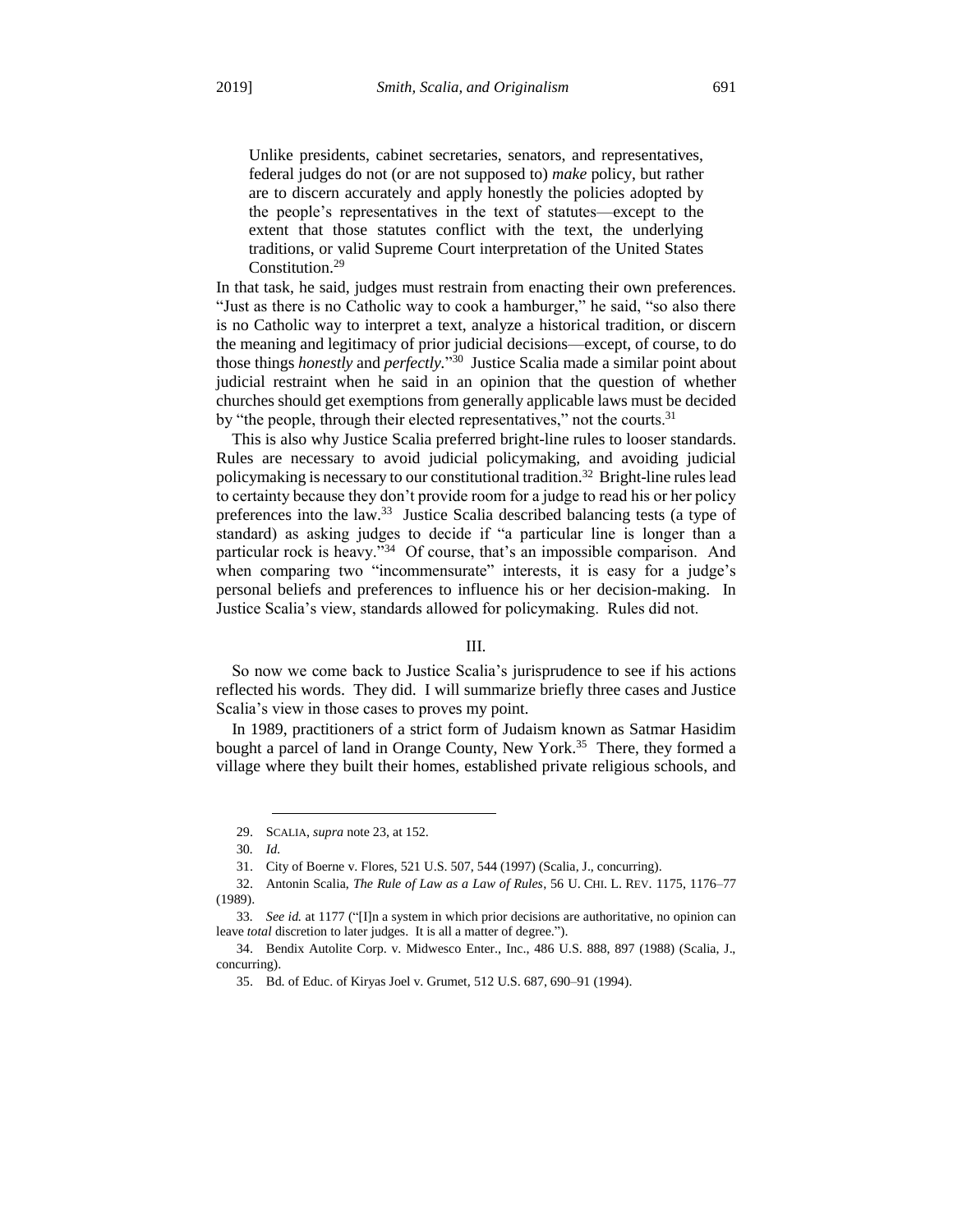> Unlike presidents, cabinet secretaries, senators, and representatives, federal judges do not (or are not supposed to) *make* policy, but rather are to discern accurately and apply honestly the policies adopted by the people's representatives in the text of statutes—except to the extent that those statutes conflict with the text, the underlying traditions, or valid Supreme Court interpretation of the United States Constitution.[29]

In that task, he said, judges must restrain from enacting their own preferences. "Just as there is no Catholic way to cook a hamburger," he said, "so also there is no Catholic way to interpret a text, analyze a historical tradition, or discern the meaning and legitimacy of prior judicial decisions—except, of course, to do those things *honestly* and *perfectly*."[30] Justice Scalia made a similar point about judicial restraint when he said in an opinion that the question of whether churches should get exemptions from generally applicable laws must be decided by "the people, through their elected representatives," not the courts.[31]

This is also why Justice Scalia preferred bright-line rules to looser standards. Rules are necessary to avoid judicial policymaking, and avoiding judicial policymaking is necessary to our constitutional tradition.[32] Bright-line rules lead to certainty because they don't provide room for a judge to read his or her policy preferences into the law.[33] Justice Scalia described balancing tests (a type of standard) as asking judges to decide if "a particular line is longer than a particular rock is heavy."[34] Of course, that's an impossible comparison. And when comparing two "incommensurate" interests, it is easy for a judge's personal beliefs and preferences to influence his or her decision-making. In Justice Scalia's view, standards allowed for policymaking. Rules did not.

## III.

So now we come back to Justice Scalia's jurisprudence to see if his actions reflected his words. They did. I will summarize briefly three cases and Justice Scalia's view in those cases to proves my point.

In 1989, practitioners of a strict form of Judaism known as Satmar Hasidim bought a parcel of land in Orange County, New York.[35] There, they formed a village where they built their homes, established private religious schools, and

---

29. SCALIA, *supra* note 23, at 152.

30. *Id.*

31. City of Boerne v. Flores, 521 U.S. 507, 544 (1997) (Scalia, J., concurring).

32. Antonin Scalia, *The Rule of Law as a Law of Rules*, 56 U. CHI. L. REV. 1175, 1176–77 (1989).

33. *See id.* at 1177 ("[I]n a system in which prior decisions are authoritative, no opinion can leave *total* discretion to later judges. It is all a matter of degree.").

34. Bendix Autolite Corp. v. Midwesco Enter., Inc., 486 U.S. 888, 897 (1988) (Scalia, J., concurring).

35. Bd. of Educ. of Kiryas Joel v. Grumet, 512 U.S. 687, 690–91 (1994).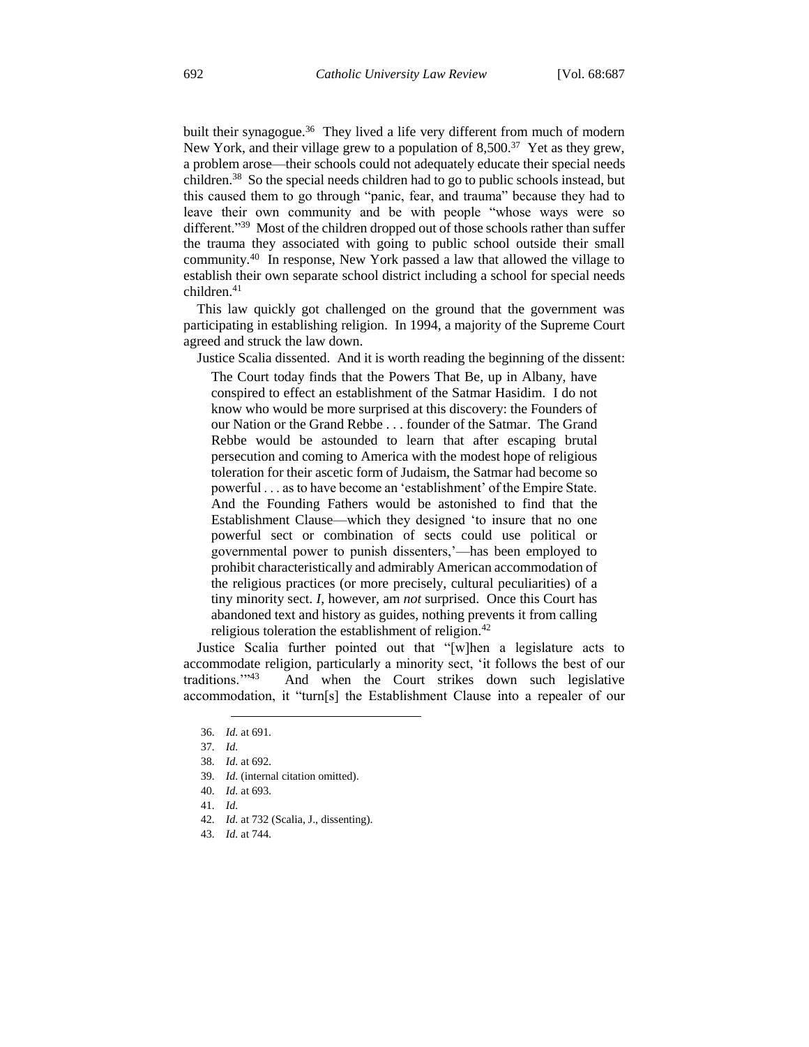built their synagogue.[36] They lived a life very different from much of modern New York, and their village grew to a population of 8,500.[37] Yet as they grew, a problem arose—their schools could not adequately educate their special needs children.[38] So the special needs children had to go to public schools instead, but this caused them to go through "panic, fear, and trauma" because they had to leave their own community and be with people "whose ways were so different."[39] Most of the children dropped out of those schools rather than suffer the trauma they associated with going to public school outside their small community.[40] In response, New York passed a law that allowed the village to establish their own separate school district including a school for special needs children.[41]

This law quickly got challenged on the ground that the government was participating in establishing religion. In 1994, a majority of the Supreme Court agreed and struck the law down.

Justice Scalia dissented. And it is worth reading the beginning of the dissent:

> The Court today finds that the Powers That Be, up in Albany, have conspired to effect an establishment of the Satmar Hasidim. I do not know who would be more surprised at this discovery: the Founders of our Nation or the Grand Rebbe . . . founder of the Satmar. The Grand Rebbe would be astounded to learn that after escaping brutal persecution and coming to America with the modest hope of religious toleration for their ascetic form of Judaism, the Satmar had become so powerful . . . as to have become an 'establishment' of the Empire State. And the Founding Fathers would be astonished to find that the Establishment Clause—which they designed 'to insure that no one powerful sect or combination of sects could use political or governmental power to punish dissenters,'—has been employed to prohibit characteristically and admirably American accommodation of the religious practices (or more precisely, cultural peculiarities) of a tiny minority sect. *I*, however, am *not* surprised. Once this Court has abandoned text and history as guides, nothing prevents it from calling religious toleration the establishment of religion.[42]

Justice Scalia further pointed out that "[w]hen a legislature acts to accommodate religion, particularly a minority sect, 'it follows the best of our traditions.'"[43] And when the Court strikes down such legislative accommodation, it "turn[s] the Establishment Clause into a repealer of our

---

36. *Id.* at 691.
37. *Id.*
38. *Id.* at 692.
39. *Id.* (internal citation omitted).
40. *Id.* at 693.
41. *Id.*
42. *Id.* at 732 (Scalia, J., dissenting).
43. *Id.* at 744.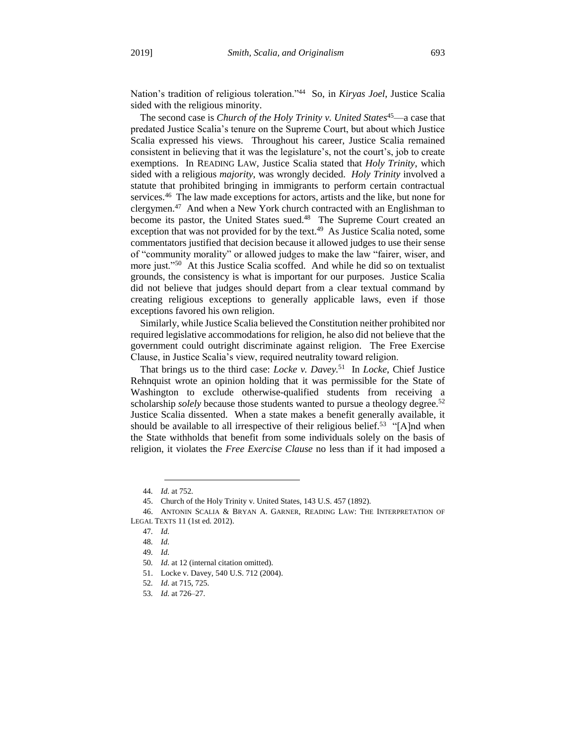Nation's tradition of religious toleration."[44] So, in *Kiryas Joel*, Justice Scalia sided with the religious minority.

The second case is *Church of the Holy Trinity v. United States*[45]—a case that predated Justice Scalia's tenure on the Supreme Court, but about which Justice Scalia expressed his views. Throughout his career, Justice Scalia remained consistent in believing that it was the legislature's, not the court's, job to create exemptions. In READING LAW, Justice Scalia stated that *Holy Trinity*, which sided with a religious *majority*, was wrongly decided. *Holy Trinity* involved a statute that prohibited bringing in immigrants to perform certain contractual services.[46] The law made exceptions for actors, artists and the like, but none for clergymen.[47] And when a New York church contracted with an Englishman to become its pastor, the United States sued.[48] The Supreme Court created an exception that was not provided for by the text.[49] As Justice Scalia noted, some commentators justified that decision because it allowed judges to use their sense of "community morality" or allowed judges to make the law "fairer, wiser, and more just."[50] At this Justice Scalia scoffed. And while he did so on textualist grounds, the consistency is what is important for our purposes. Justice Scalia did not believe that judges should depart from a clear textual command by creating religious exceptions to generally applicable laws, even if those exceptions favored his own religion.

Similarly, while Justice Scalia believed the Constitution neither prohibited nor required legislative accommodations for religion, he also did not believe that the government could outright discriminate against religion. The Free Exercise Clause, in Justice Scalia's view, required neutrality toward religion.

That brings us to the third case: *Locke v. Davey*.[51] In *Locke*, Chief Justice Rehnquist wrote an opinion holding that it was permissible for the State of Washington to exclude otherwise-qualified students from receiving a scholarship *solely* because those students wanted to pursue a theology degree.[52] Justice Scalia dissented. When a state makes a benefit generally available, it should be available to all irrespective of their religious belief.[53] "[A]nd when the State withholds that benefit from some individuals solely on the basis of religion, it violates the *Free Exercise Clause* no less than if it had imposed a

---

44. *Id.* at 752.

45. Church of the Holy Trinity v. United States, 143 U.S. 457 (1892).

46. ANTONIN SCALIA & BRYAN A. GARNER, READING LAW: THE INTERPRETATION OF LEGAL TEXTS 11 (1st ed. 2012).

47. *Id.*

48. *Id.*

49. *Id.*

50. *Id.* at 12 (internal citation omitted).

51. Locke v. Davey, 540 U.S. 712 (2004).

52. *Id.* at 715, 725.

53. *Id.* at 726–27.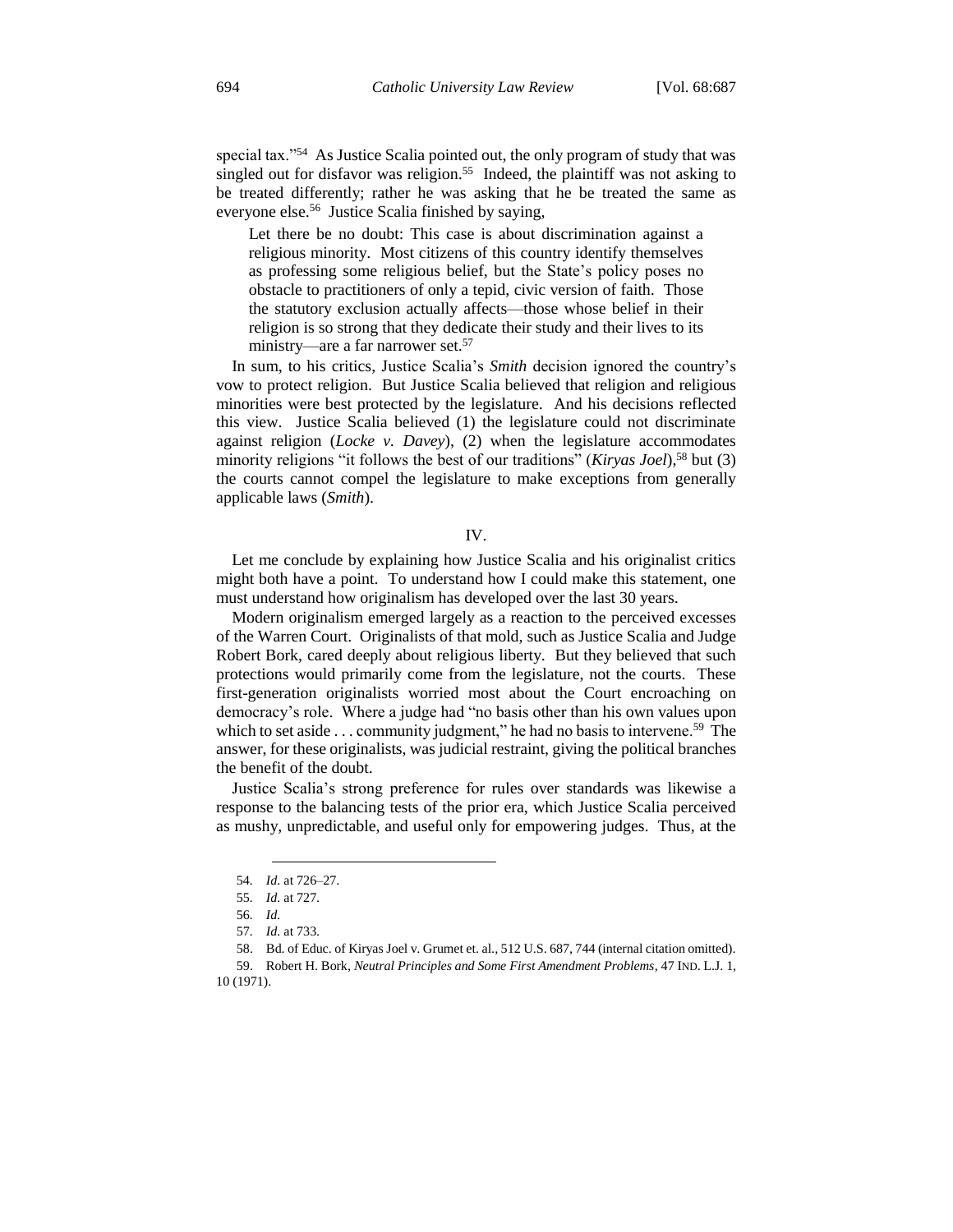special tax."[54] As Justice Scalia pointed out, the only program of study that was singled out for disfavor was religion.[55] Indeed, the plaintiff was not asking to be treated differently; rather he was asking that he be treated the same as everyone else.[56] Justice Scalia finished by saying,

> Let there be no doubt: This case is about discrimination against a religious minority. Most citizens of this country identify themselves as professing some religious belief, but the State's policy poses no obstacle to practitioners of only a tepid, civic version of faith. Those the statutory exclusion actually affects—those whose belief in their religion is so strong that they dedicate their study and their lives to its ministry—are a far narrower set.[57]

In sum, to his critics, Justice Scalia's *Smith* decision ignored the country's vow to protect religion. But Justice Scalia believed that religion and religious minorities were best protected by the legislature. And his decisions reflected this view. Justice Scalia believed (1) the legislature could not discriminate against religion (*Locke v. Davey*), (2) when the legislature accommodates minority religions "it follows the best of our traditions" (*Kiryas Joel*),[58] but (3) the courts cannot compel the legislature to make exceptions from generally applicable laws (*Smith*).

## IV.

Let me conclude by explaining how Justice Scalia and his originalist critics might both have a point. To understand how I could make this statement, one must understand how originalism has developed over the last 30 years.

Modern originalism emerged largely as a reaction to the perceived excesses of the Warren Court. Originalists of that mold, such as Justice Scalia and Judge Robert Bork, cared deeply about religious liberty. But they believed that such protections would primarily come from the legislature, not the courts. These first-generation originalists worried most about the Court encroaching on democracy's role. Where a judge had "no basis other than his own values upon which to set aside . . . community judgment," he had no basis to intervene.[59] The answer, for these originalists, was judicial restraint, giving the political branches the benefit of the doubt.

Justice Scalia's strong preference for rules over standards was likewise a response to the balancing tests of the prior era, which Justice Scalia perceived as mushy, unpredictable, and useful only for empowering judges. Thus, at the

---

54. *Id.* at 726–27.

55. *Id.* at 727.

56. *Id.*

57. *Id.* at 733.

58. Bd. of Educ. of Kiryas Joel v. Grumet et. al., 512 U.S. 687, 744 (internal citation omitted).

59. Robert H. Bork, *Neutral Principles and Some First Amendment Problems*, 47 IND. L.J. 1, 10 (1971).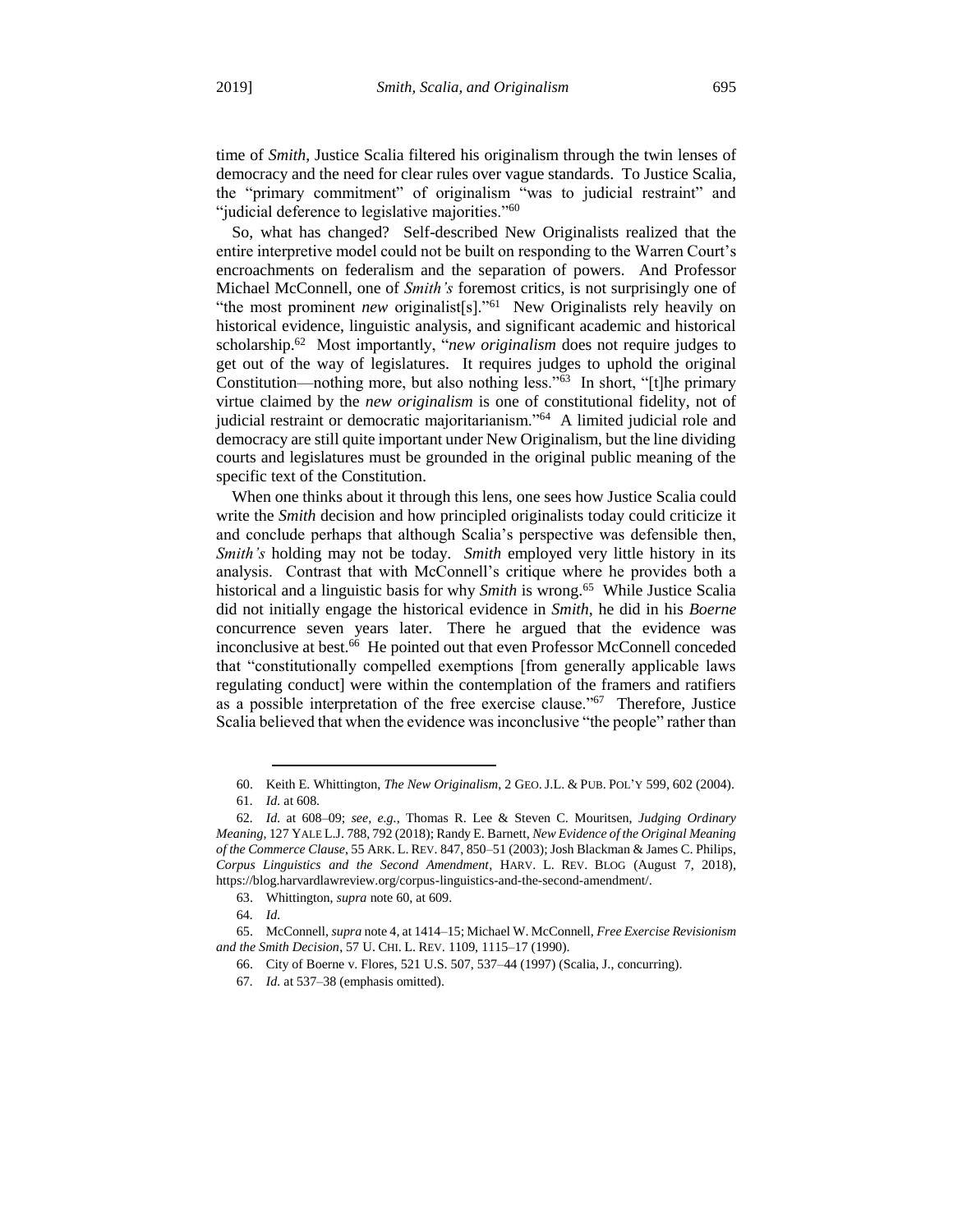time of *Smith*, Justice Scalia filtered his originalism through the twin lenses of democracy and the need for clear rules over vague standards. To Justice Scalia, the "primary commitment" of originalism "was to judicial restraint" and "judicial deference to legislative majorities."[60]

So, what has changed? Self-described New Originalists realized that the entire interpretive model could not be built on responding to the Warren Court's encroachments on federalism and the separation of powers. And Professor Michael McConnell, one of *Smith's* foremost critics, is not surprisingly one of "the most prominent *new* originalist[s]."[61] New Originalists rely heavily on historical evidence, linguistic analysis, and significant academic and historical scholarship.[62] Most importantly, "*new originalism* does not require judges to get out of the way of legislatures. It requires judges to uphold the original Constitution—nothing more, but also nothing less."[63] In short, "[t]he primary virtue claimed by the *new originalism* is one of constitutional fidelity, not of judicial restraint or democratic majoritarianism."[64] A limited judicial role and democracy are still quite important under New Originalism, but the line dividing courts and legislatures must be grounded in the original public meaning of the specific text of the Constitution.

When one thinks about it through this lens, one sees how Justice Scalia could write the *Smith* decision and how principled originalists today could criticize it and conclude perhaps that although Scalia's perspective was defensible then, *Smith's* holding may not be today. *Smith* employed very little history in its analysis. Contrast that with McConnell's critique where he provides both a historical and a linguistic basis for why *Smith* is wrong.[65] While Justice Scalia did not initially engage the historical evidence in *Smith*, he did in his *Boerne* concurrence seven years later. There he argued that the evidence was inconclusive at best.[66] He pointed out that even Professor McConnell conceded that "constitutionally compelled exemptions [from generally applicable laws regulating conduct] were within the contemplation of the framers and ratifiers as a possible interpretation of the free exercise clause."[67] Therefore, Justice Scalia believed that when the evidence was inconclusive "the people" rather than

---

60. Keith E. Whittington, *The New Originalism*, 2 GEO. J.L. & PUB. POL'Y 599, 602 (2004).

61. *Id.* at 608.

62. *Id.* at 608–09; *see, e.g.*, Thomas R. Lee & Steven C. Mouritsen, *Judging Ordinary Meaning*, 127 YALE L.J. 788, 792 (2018); Randy E. Barnett, *New Evidence of the Original Meaning of the Commerce Clause*, 55 ARK. L. REV. 847, 850–51 (2003); Josh Blackman & James C. Philips, *Corpus Linguistics and the Second Amendment*, HARV. L. REV. BLOG (August 7, 2018), https://blog.harvardlawreview.org/corpus-linguistics-and-the-second-amendment/.

63. Whittington, *supra* note 60, at 609.

64. *Id.*

65. McConnell, *supra* note 4, at 1414–15; Michael W. McConnell, *Free Exercise Revisionism and the Smith Decision*, 57 U. CHI. L. REV. 1109, 1115–17 (1990).

66. City of Boerne v. Flores, 521 U.S. 507, 537–44 (1997) (Scalia, J., concurring).

67. *Id.* at 537–38 (emphasis omitted).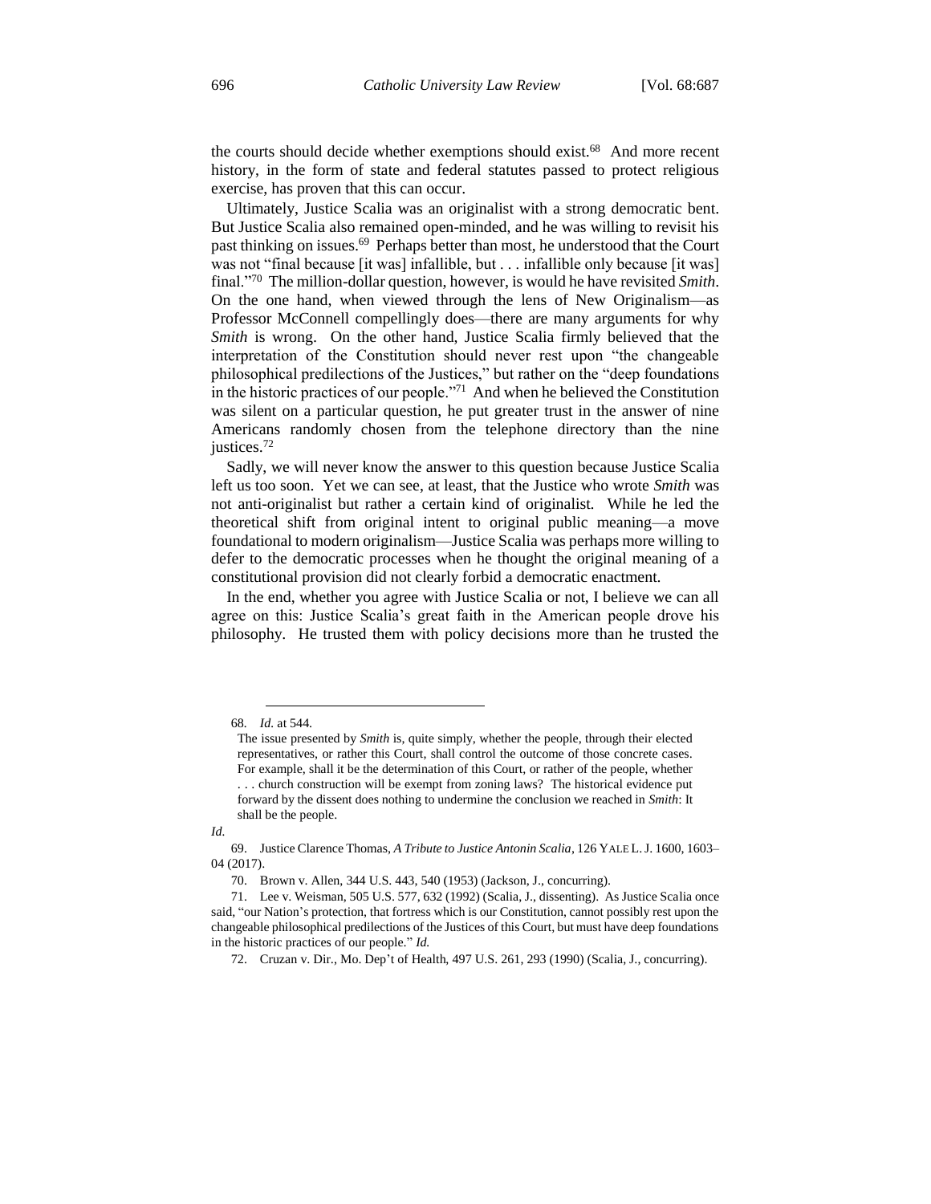the courts should decide whether exemptions should exist.[68] And more recent history, in the form of state and federal statutes passed to protect religious exercise, has proven that this can occur.

Ultimately, Justice Scalia was an originalist with a strong democratic bent. But Justice Scalia also remained open-minded, and he was willing to revisit his past thinking on issues.[69] Perhaps better than most, he understood that the Court was not "final because [it was] infallible, but . . . infallible only because [it was] final."[70] The million-dollar question, however, is would he have revisited *Smith*. On the one hand, when viewed through the lens of New Originalism—as Professor McConnell compellingly does—there are many arguments for why *Smith* is wrong. On the other hand, Justice Scalia firmly believed that the interpretation of the Constitution should never rest upon "the changeable philosophical predilections of the Justices," but rather on the "deep foundations in the historic practices of our people."[71] And when he believed the Constitution was silent on a particular question, he put greater trust in the answer of nine Americans randomly chosen from the telephone directory than the nine justices.[72]

Sadly, we will never know the answer to this question because Justice Scalia left us too soon. Yet we can see, at least, that the Justice who wrote *Smith* was not anti-originalist but rather a certain kind of originalist. While he led the theoretical shift from original intent to original public meaning—a move foundational to modern originalism—Justice Scalia was perhaps more willing to defer to the democratic processes when he thought the original meaning of a constitutional provision did not clearly forbid a democratic enactment.

In the end, whether you agree with Justice Scalia or not, I believe we can all agree on this: Justice Scalia's great faith in the American people drove his philosophy. He trusted them with policy decisions more than he trusted the

---

68. *Id.* at 544.

> The issue presented by *Smith* is, quite simply, whether the people, through their elected representatives, or rather this Court, shall control the outcome of those concrete cases. For example, shall it be the determination of this Court, or rather of the people, whether . . . church construction will be exempt from zoning laws? The historical evidence put forward by the dissent does nothing to undermine the conclusion we reached in *Smith*: It shall be the people.

*Id.*

69. Justice Clarence Thomas, *A Tribute to Justice Antonin Scalia*, 126 YALE L. J. 1600, 1603–04 (2017).

70. Brown v. Allen, 344 U.S. 443, 540 (1953) (Jackson, J., concurring).

71. Lee v. Weisman, 505 U.S. 577, 632 (1992) (Scalia, J., dissenting). As Justice Scalia once said, "our Nation's protection, that fortress which is our Constitution, cannot possibly rest upon the changeable philosophical predilections of the Justices of this Court, but must have deep foundations in the historic practices of our people." *Id.*

72. Cruzan v. Dir., Mo. Dep't of Health, 497 U.S. 261, 293 (1990) (Scalia, J., concurring).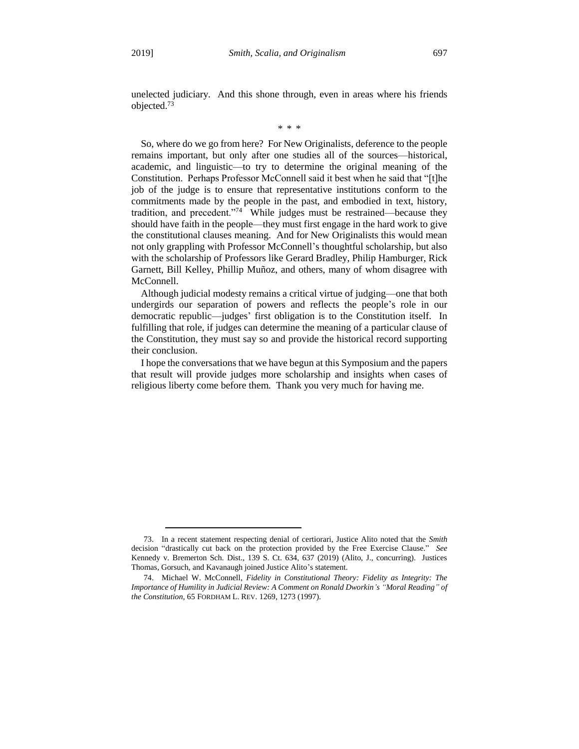unelected judiciary. And this shone through, even in areas where his friends objected.[73]

\* \* \*

So, where do we go from here? For New Originalists, deference to the people remains important, but only after one studies all of the sources—historical, academic, and linguistic—to try to determine the original meaning of the Constitution. Perhaps Professor McConnell said it best when he said that "[t]he job of the judge is to ensure that representative institutions conform to the commitments made by the people in the past, and embodied in text, history, tradition, and precedent."[74] While judges must be restrained—because they should have faith in the people—they must first engage in the hard work to give the constitutional clauses meaning. And for New Originalists this would mean not only grappling with Professor McConnell's thoughtful scholarship, but also with the scholarship of Professors like Gerard Bradley, Philip Hamburger, Rick Garnett, Bill Kelley, Phillip Muñoz, and others, many of whom disagree with McConnell.

Although judicial modesty remains a critical virtue of judging—one that both undergirds our separation of powers and reflects the people's role in our democratic republic—judges' first obligation is to the Constitution itself. In fulfilling that role, if judges can determine the meaning of a particular clause of the Constitution, they must say so and provide the historical record supporting their conclusion.

I hope the conversations that we have begun at this Symposium and the papers that result will provide judges more scholarship and insights when cases of religious liberty come before them. Thank you very much for having me.

---

73. In a recent statement respecting denial of certiorari, Justice Alito noted that the *Smith* decision "drastically cut back on the protection provided by the Free Exercise Clause." *See* Kennedy v. Bremerton Sch. Dist., 139 S. Ct. 634, 637 (2019) (Alito, J., concurring). Justices Thomas, Gorsuch, and Kavanaugh joined Justice Alito's statement.

74. Michael W. McConnell, *Fidelity in Constitutional Theory: Fidelity as Integrity: The Importance of Humility in Judicial Review: A Comment on Ronald Dworkin's "Moral Reading" of the Constitution*, 65 FORDHAM L. REV. 1269, 1273 (1997).